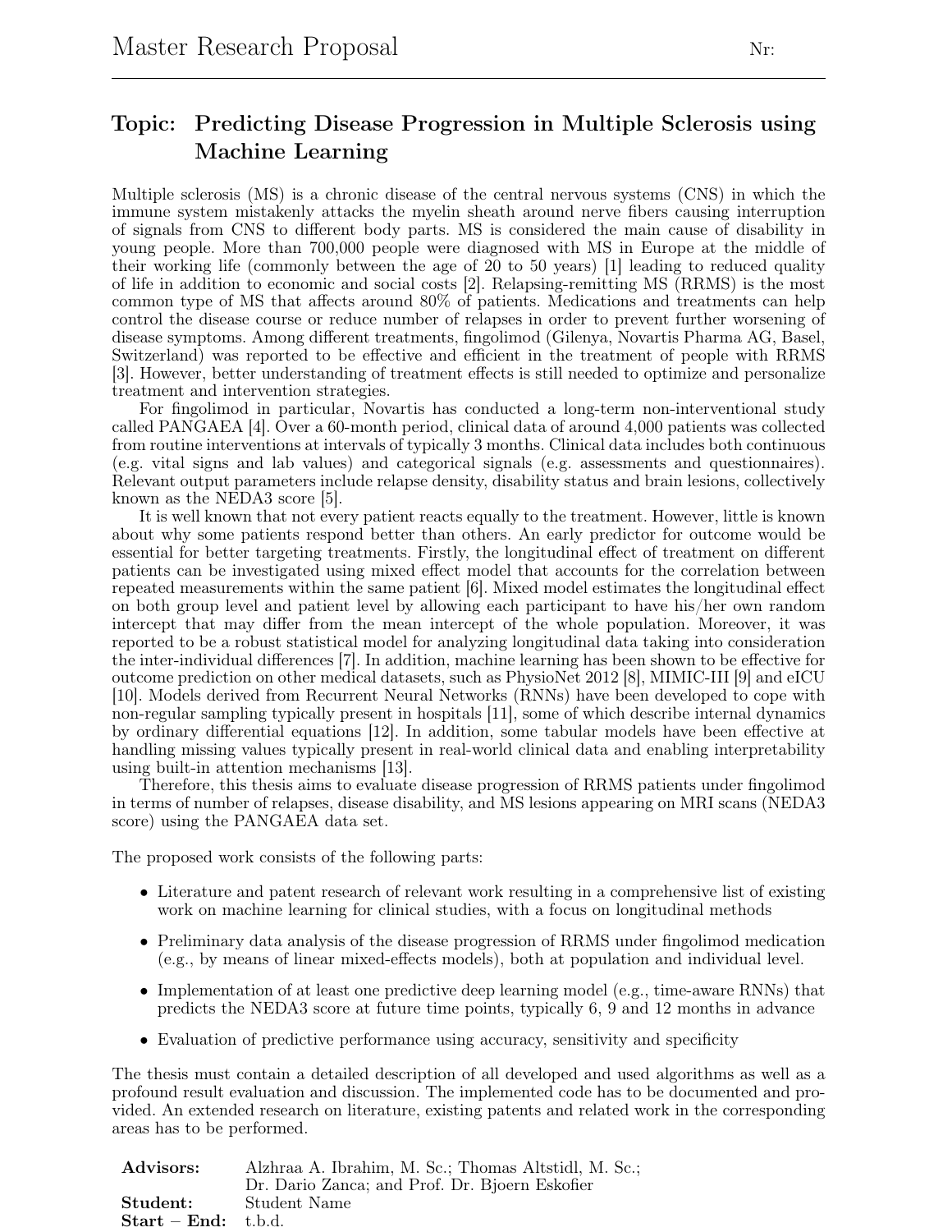# Master Research Proposal

Nr:

## Topic: Predicting Disease Progression in Multiple Sclerosis using Machine Learning

Multiple sclerosis (MS) is a chronic disease of the central nervous systems (CNS) in which the immune system mistakenly attacks the myelin sheath around nerve fibers causing interruption of signals from CNS to different body parts. MS is considered the main cause of disability in young people. More than 700,000 people were diagnosed with MS in Europe at the middle of their working life (commonly between the age of 20 to 50 years) [1] leading to reduced quality of life in addition to economic and social costs [2]. Relapsing-remitting MS (RRMS) is the most common type of MS that affects around 80% of patients. Medications and treatments can help control the disease course or reduce number of relapses in order to prevent further worsening of disease symptoms. Among different treatments, fingolimod (Gilenya, Novartis Pharma AG, Basel, Switzerland) was reported to be effective and efficient in the treatment of people with RRMS [3]. However, better understanding of treatment effects is still needed to optimize and personalize treatment and intervention strategies.

For fingolimod in particular, Novartis has conducted a long-term non-interventional study called PANGAEA [4]. Over a 60-month period, clinical data of around 4,000 patients was collected from routine interventions at intervals of typically 3 months. Clinical data includes both continuous (e.g. vital signs and lab values) and categorical signals (e.g. assessments and questionnaires). Relevant output parameters include relapse density, disability status and brain lesions, collectively known as the NEDA3 score [5].

It is well known that not every patient reacts equally to the treatment. However, little is known about why some patients respond better than others. An early predictor for outcome would be essential for better targeting treatments. Firstly, the longitudinal effect of treatment on different patients can be investigated using mixed effect model that accounts for the correlation between repeated measurements within the same patient [6]. Mixed model estimates the longitudinal effect on both group level and patient level by allowing each participant to have his/her own random intercept that may differ from the mean intercept of the whole population. Moreover, it was reported to be a robust statistical model for analyzing longitudinal data taking into consideration the inter-individual differences [7]. In addition, machine learning has been shown to be effective for outcome prediction on other medical datasets, such as PhysioNet 2012 [8], MIMIC-III [9] and eICU [10]. Models derived from Recurrent Neural Networks (RNNs) have been developed to cope with non-regular sampling typically present in hospitals [11], some of which describe internal dynamics by ordinary differential equations [12]. In addition, some tabular models have been effective at handling missing values typically present in real-world clinical data and enabling interpretability using built-in attention mechanisms [13].

Therefore, this thesis aims to evaluate disease progression of RRMS patients under fingolimod in terms of number of relapses, disease disability, and MS lesions appearing on MRI scans (NEDA3 score) using the PANGAEA data set.

The proposed work consists of the following parts:

- Literature and patent research of relevant work resulting in a comprehensive list of existing work on machine learning for clinical studies, with a focus on longitudinal methods
- Preliminary data analysis of the disease progression of RRMS under fingolimod medication (e.g., by means of linear mixed-effects models), both at population and individual level.
- Implementation of at least one predictive deep learning model (e.g., time-aware RNNs) that predicts the NEDA3 score at future time points, typically 6, 9 and 12 months in advance
- Evaluation of predictive performance using accuracy, sensitivity and specificity

The thesis must contain a detailed description of all developed and used algorithms as well as a profound result evaluation and discussion. The implemented code has to be documented and provided. An extended research on literature, existing patents and related work in the corresponding areas has to be performed.

**Advisors:** Alzhraa A. Ibrahim, M. Sc.; Thomas Altstidl, M. Sc.; Dr. Dario Zanca; and Prof. Dr. Bjoern Eskofier
**Student:** Student Name
**Start – End:** t.b.d.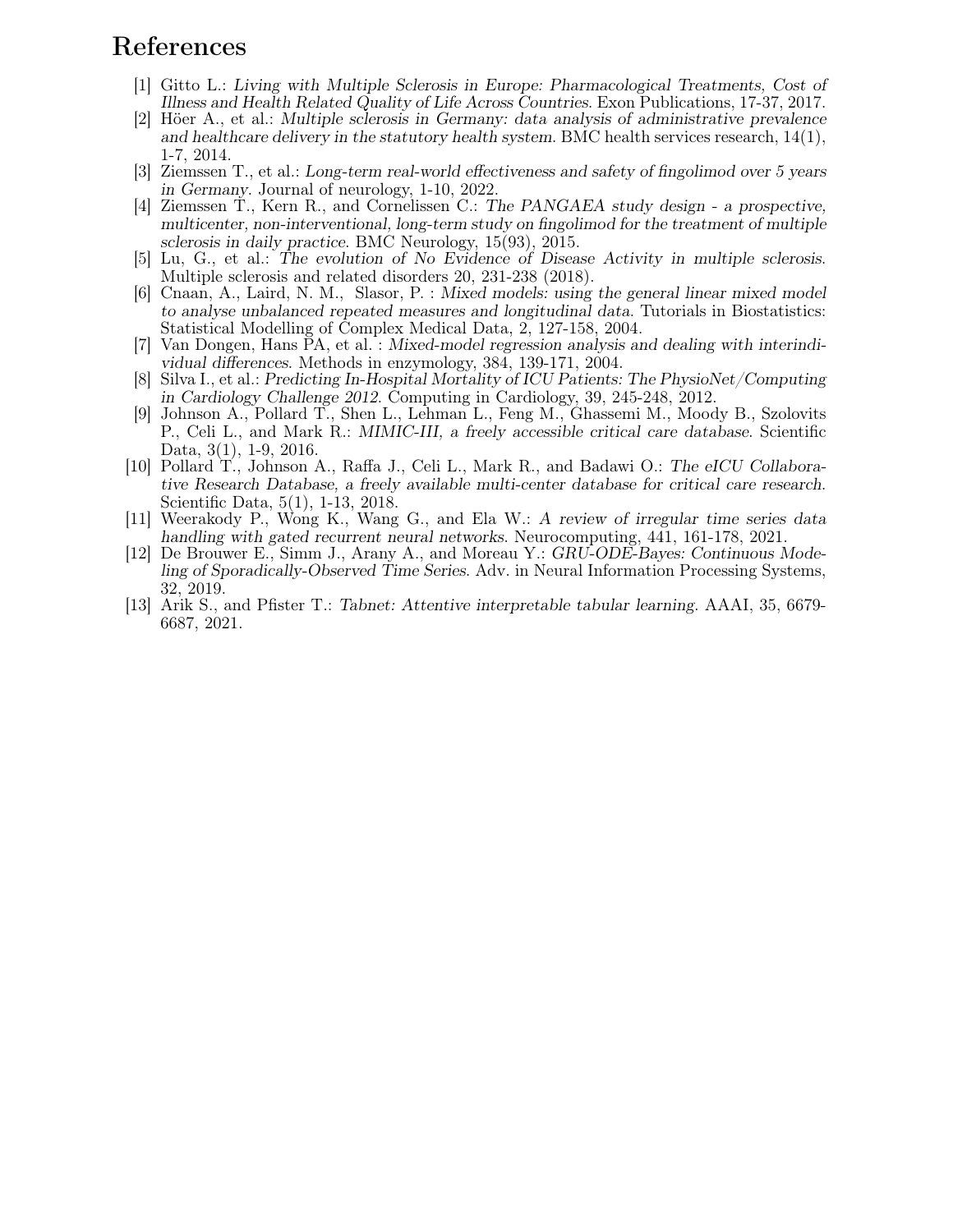# References

[1] Gitto L.: *Living with Multiple Sclerosis in Europe: Pharmacological Treatments, Cost of Illness and Health Related Quality of Life Across Countries*. Exon Publications, 17-37, 2017.

[2] Höer A., et al.: *Multiple sclerosis in Germany: data analysis of administrative prevalence and healthcare delivery in the statutory health system*. BMC health services research, 14(1), 1-7, 2014.

[3] Ziemssen T., et al.: *Long-term real-world effectiveness and safety of fingolimod over 5 years in Germany*. Journal of neurology, 1-10, 2022.

[4] Ziemssen T., Kern R., and Cornelissen C.: *The PANGAEA study design - a prospective, multicenter, non-interventional, long-term study on fingolimod for the treatment of multiple sclerosis in daily practice*. BMC Neurology, 15(93), 2015.

[5] Lu, G., et al.: *The evolution of No Evidence of Disease Activity in multiple sclerosis*. Multiple sclerosis and related disorders 20, 231-238 (2018).

[6] Cnaan, A., Laird, N. M., Slasor, P. : *Mixed models: using the general linear mixed model to analyse unbalanced repeated measures and longitudinal data*. Tutorials in Biostatistics: Statistical Modelling of Complex Medical Data, 2, 127-158, 2004.

[7] Van Dongen, Hans PA, et al. : *Mixed-model regression analysis and dealing with interindividual differences*. Methods in enzymology, 384, 139-171, 2004.

[8] Silva I., et al.: *Predicting In-Hospital Mortality of ICU Patients: The PhysioNet/Computing in Cardiology Challenge 2012*. Computing in Cardiology, 39, 245-248, 2012.

[9] Johnson A., Pollard T., Shen L., Lehman L., Feng M., Ghassemi M., Moody B., Szolovits P., Celi L., and Mark R.: *MIMIC-III, a freely accessible critical care database*. Scientific Data, 3(1), 1-9, 2016.

[10] Pollard T., Johnson A., Raffa J., Celi L., Mark R., and Badawi O.: *The eICU Collaborative Research Database, a freely available multi-center database for critical care research.* Scientific Data, 5(1), 1-13, 2018.

[11] Weerakody P., Wong K., Wang G., and Ela W.: *A review of irregular time series data handling with gated recurrent neural networks*. Neurocomputing, 441, 161-178, 2021.

[12] De Brouwer E., Simm J., Arany A., and Moreau Y.: *GRU-ODE-Bayes: Continuous Modeling of Sporadically-Observed Time Series*. Adv. in Neural Information Processing Systems, 32, 2019.

[13] Arik S., and Pfister T.: *Tabnet: Attentive interpretable tabular learning*. AAAI, 35, 6679-6687, 2021.